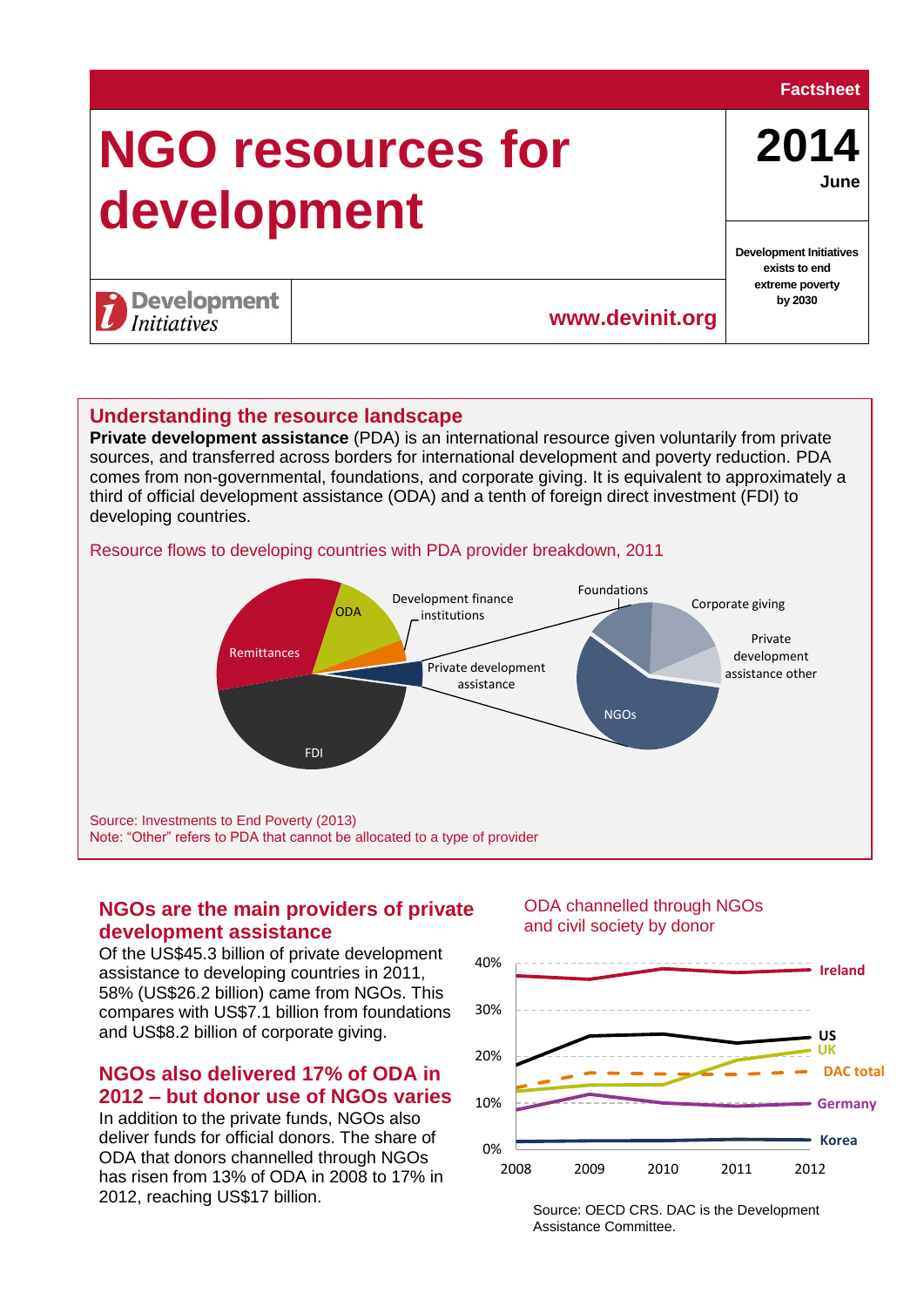Factsheet

# NGO resources for development

**2014**
**June**

**Development Initiatives exists to end extreme poverty by 2030**

Development Initiatives

www.devinit.org

## Understanding the resource landscape

**Private development assistance** (PDA) is an international resource given voluntarily from private sources, and transferred across borders for international development and poverty reduction. PDA comes from non-governmental, foundations, and corporate giving. It is equivalent to approximately a third of official development assistance (ODA) and a tenth of foreign direct investment (FDI) to developing countries.

Resource flows to developing countries with PDA provider breakdown, 2011

Remittances, ODA, Development finance institutions, Private development assistance, FDI, Foundations, Corporate giving, Private development assistance other, NGOs

Source: Investments to End Poverty (2013)
Note: "Other" refers to PDA that cannot be allocated to a type of provider

## NGOs are the main providers of private development assistance

Of the US$45.3 billion of private development assistance to developing countries in 2011, 58% (US$26.2 billion) came from NGOs. This compares with US$7.1 billion from foundations and US$8.2 billion of corporate giving.

## NGOs also delivered 17% of ODA in 2012 – but donor use of NGOs varies

In addition to the private funds, NGOs also deliver funds for official donors. The share of ODA that donors channelled through NGOs has risen from 13% of ODA in 2008 to 17% in 2012, reaching US$17 billion.

ODA channelled through NGOs and civil society by donor

Ireland, US, UK, DAC total, Germany, Korea (2008–2012, 0%–40%)

Source: OECD CRS. DAC is the Development Assistance Committee.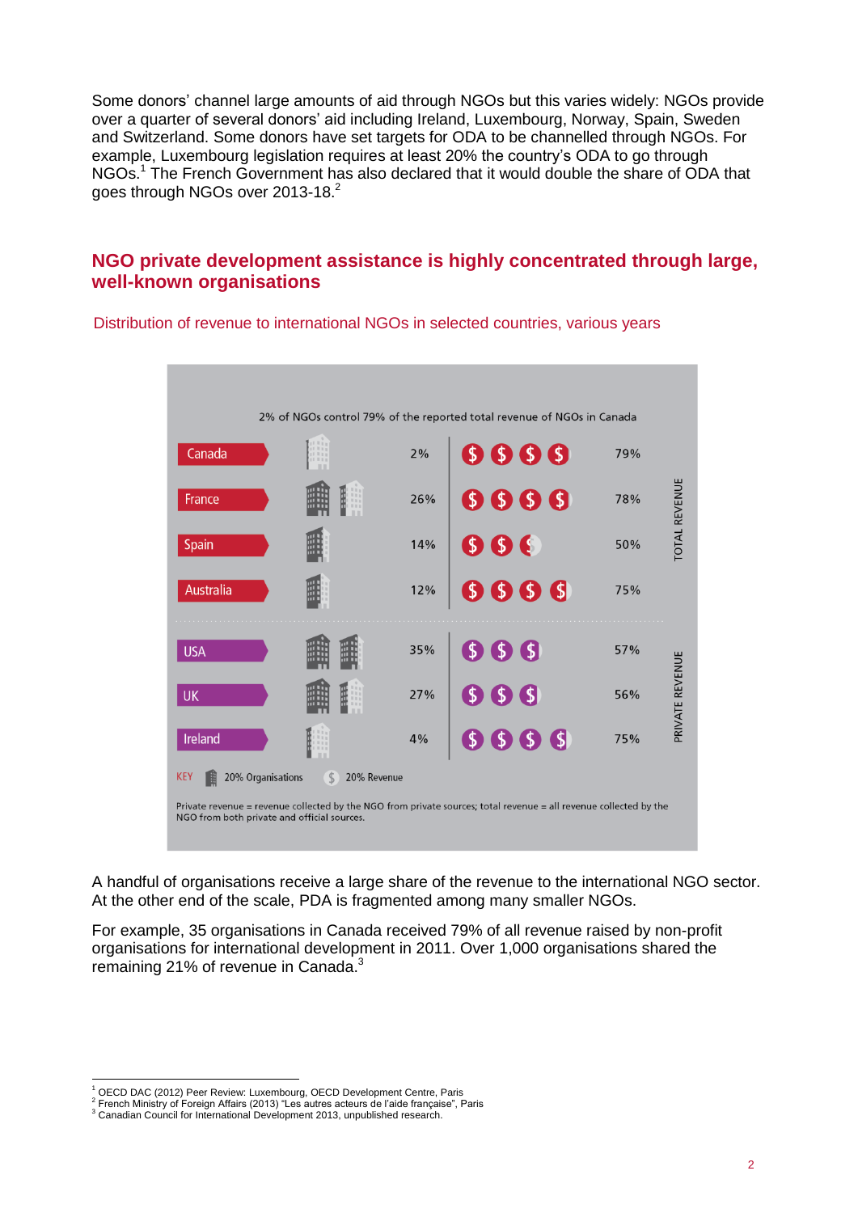Some donors' channel large amounts of aid through NGOs but this varies widely: NGOs provide over a quarter of several donors' aid including Ireland, Luxembourg, Norway, Spain, Sweden and Switzerland. Some donors have set targets for ODA to be channelled through NGOs. For example, Luxembourg legislation requires at least 20% the country's ODA to go through NGOs.[1] The French Government has also declared that it would double the share of ODA that goes through NGOs over 2013-18.[2]

## NGO private development assistance is highly concentrated through large, well-known organisations

Distribution of revenue to international NGOs in selected countries, various years

2% of NGOs control 79% of the reported total revenue of NGOs in Canada

| Country | Share of organisations | Share of revenue | Revenue type |
|---|---|---|---|
| Canada | 2% | 79% | TOTAL REVENUE |
| France | 26% | 78% | TOTAL REVENUE |
| Spain | 14% | 50% | TOTAL REVENUE |
| Australia | 12% | 75% | TOTAL REVENUE |
| USA | 35% | 57% | PRIVATE REVENUE |
| UK | 27% | 56% | PRIVATE REVENUE |
| Ireland | 4% | 75% | PRIVATE REVENUE |

KEY: 20% Organisations; 20% Revenue

Private revenue = revenue collected by the NGO from private sources; total revenue = all revenue collected by the NGO from both private and official sources.

A handful of organisations receive a large share of the revenue to the international NGO sector. At the other end of the scale, PDA is fragmented among many smaller NGOs.

For example, 35 organisations in Canada received 79% of all revenue raised by non-profit organisations for international development in 2011. Over 1,000 organisations shared the remaining 21% of revenue in Canada.[3]

---

[1] OECD DAC (2012) Peer Review: Luxembourg, OECD Development Centre, Paris
[2] French Ministry of Foreign Affairs (2013) "Les autres acteurs de l'aide française", Paris
[3] Canadian Council for International Development 2013, unpublished research.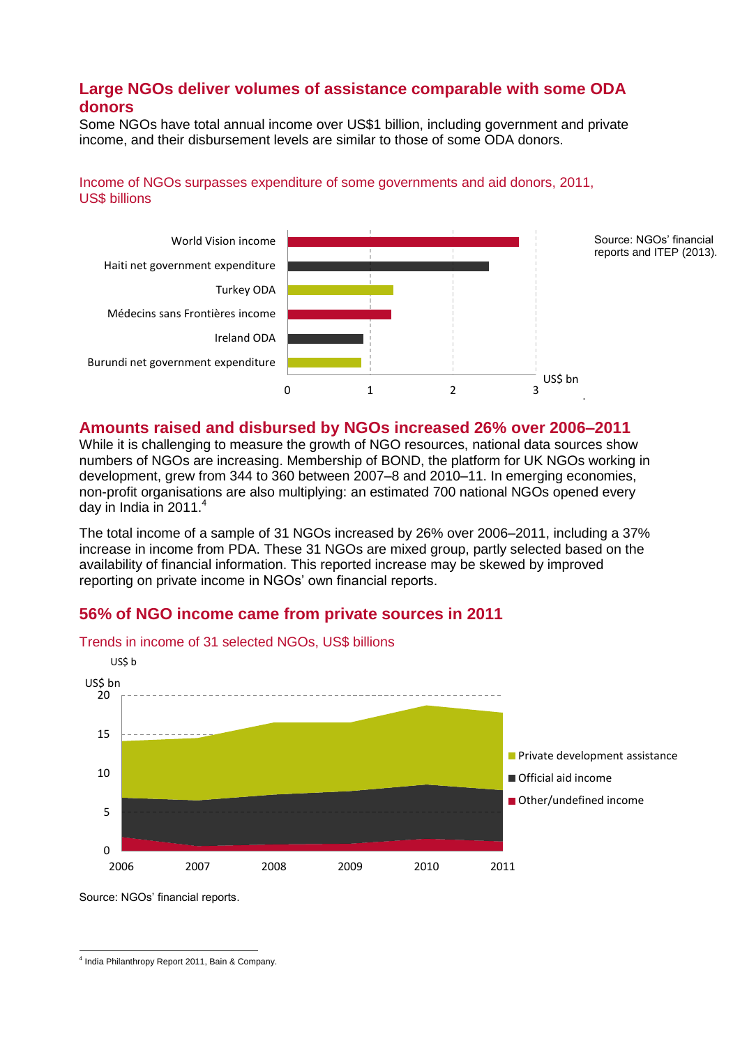## Large NGOs deliver volumes of assistance comparable with some ODA donors

Some NGOs have total annual income over US$1 billion, including government and private income, and their disbursement levels are similar to those of some ODA donors.

Income of NGOs surpasses expenditure of some governments and aid donors, 2011, US$ billions

World Vision income
Haiti net government expenditure
Turkey ODA
Médecins sans Frontières income
Ireland ODA
Burundi net government expenditure

0 1 2 3 US$ bn

Source: NGOs' financial reports and ITEP (2013).

## Amounts raised and disbursed by NGOs increased 26% over 2006–2011

While it is challenging to measure the growth of NGO resources, national data sources show numbers of NGOs are increasing. Membership of BOND, the platform for UK NGOs working in development, grew from 344 to 360 between 2007–8 and 2010–11. In emerging economies, non-profit organisations are also multiplying: an estimated 700 national NGOs opened every day in India in 2011.[4]

The total income of a sample of 31 NGOs increased by 26% over 2006–2011, including a 37% increase in income from PDA. These 31 NGOs are mixed group, partly selected based on the availability of financial information. This reported increase may be skewed by improved reporting on private income in NGOs' own financial reports.

## 56% of NGO income came from private sources in 2011

Trends in income of 31 selected NGOs, US$ billions

US$ b

US$ bn

20, 15, 10, 5, 0

2006 2007 2008 2009 2010 2011

- Private development assistance
- Official aid income
- Other/undefined income

Source: NGOs' financial reports.

---

[4] India Philanthropy Report 2011, Bain & Company.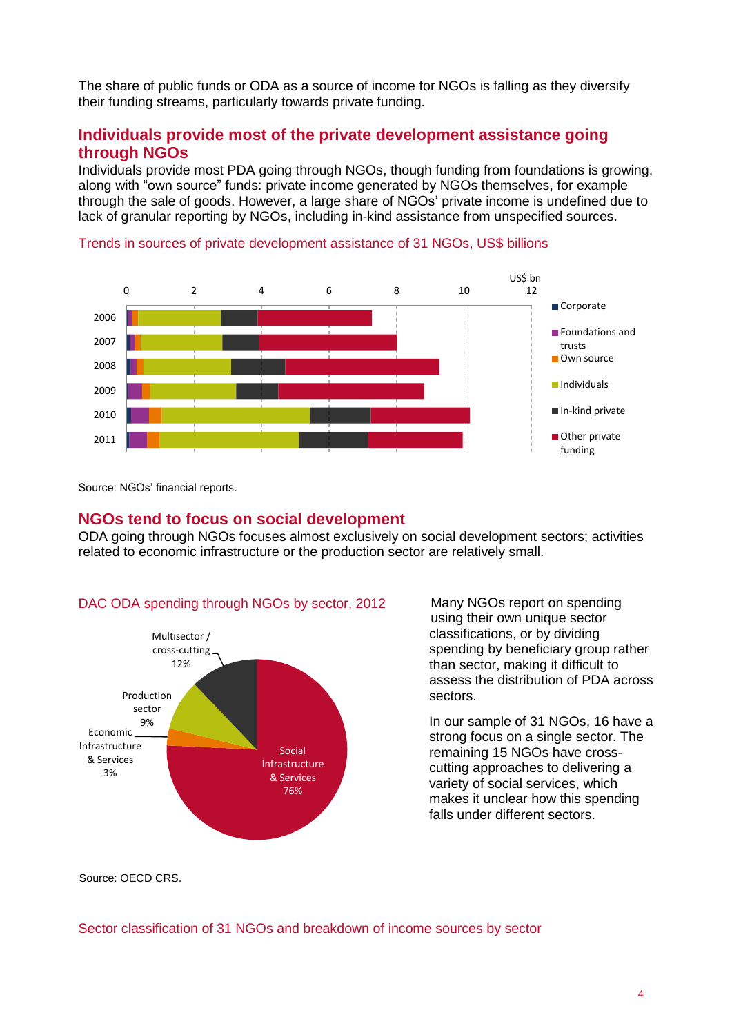The share of public funds or ODA as a source of income for NGOs is falling as they diversify their funding streams, particularly towards private funding.

## Individuals provide most of the private development assistance going through NGOs

Individuals provide most PDA going through NGOs, though funding from foundations is growing, along with "own source" funds: private income generated by NGOs themselves, for example through the sale of goods. However, a large share of NGOs' private income is undefined due to lack of granular reporting by NGOs, including in-kind assistance from unspecified sources.

Trends in sources of private development assistance of 31 NGOs, US$ billions

Source: NGOs' financial reports.

## NGOs tend to focus on social development

ODA going through NGOs focuses almost exclusively on social development sectors; activities related to economic infrastructure or the production sector are relatively small.

DAC ODA spending through NGOs by sector, 2012

Source: OECD CRS.

Many NGOs report on spending using their own unique sector classifications, or by dividing spending by beneficiary group rather than sector, making it difficult to assess the distribution of PDA across sectors.

In our sample of 31 NGOs, 16 have a strong focus on a single sector. The remaining 15 NGOs have cross-cutting approaches to delivering a variety of social services, which makes it unclear how this spending falls under different sectors.

Sector classification of 31 NGOs and breakdown of income sources by sector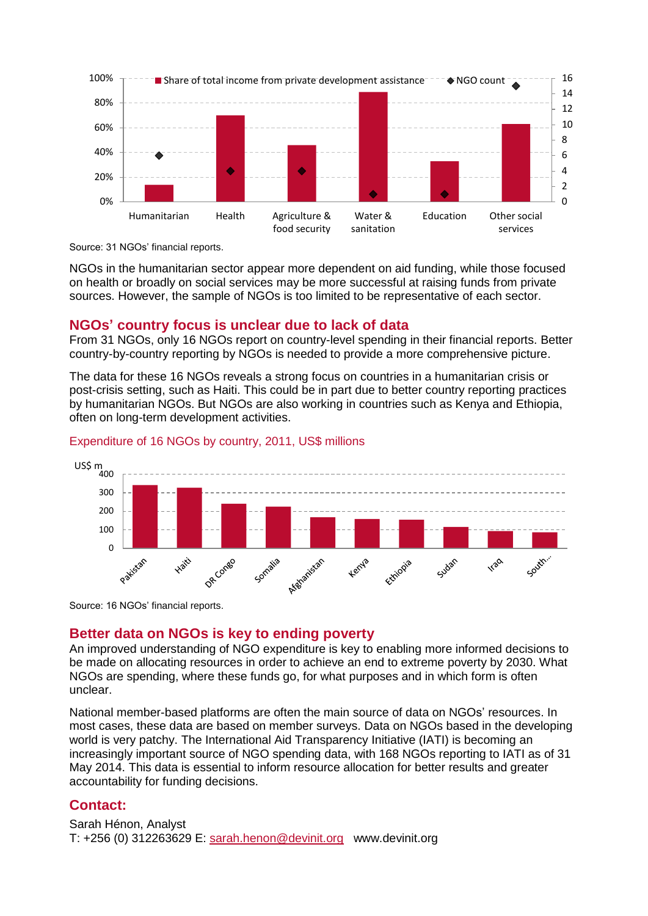100%
80%
60%
40%
20%
0%

Share of total income from private development assistance

NGO count

16
14
12
10
8
6
4
2
0

Humanitarian
Health
Agriculture & food security
Water & sanitation
Education
Other social services

Source: 31 NGOs' financial reports.

NGOs in the humanitarian sector appear more dependent on aid funding, while those focused on health or broadly on social services may be more successful at raising funds from private sources. However, the sample of NGOs is too limited to be representative of each sector.

## NGOs' country focus is unclear due to lack of data

From 31 NGOs, only 16 NGOs report on country-level spending in their financial reports. Better country-by-country reporting by NGOs is needed to provide a more comprehensive picture.

The data for these 16 NGOs reveals a strong focus on countries in a humanitarian crisis or post-crisis setting, such as Haiti. This could be in part due to better country reporting practices by humanitarian NGOs. But NGOs are also working in countries such as Kenya and Ethiopia, often on long-term development activities.

Expenditure of 16 NGOs by country, 2011, US$ millions

US$ m
400
300
200
100
0

Pakistan
Haiti
DR Congo
Somalia
Afghanistan
Kenya
Ethiopia
Sudan
Iraq
South...

Source: 16 NGOs' financial reports.

## Better data on NGOs is key to ending poverty

An improved understanding of NGO expenditure is key to enabling more informed decisions to be made on allocating resources in order to achieve an end to extreme poverty by 2030. What NGOs are spending, where these funds go, for what purposes and in which form is often unclear.

National member-based platforms are often the main source of data on NGOs' resources. In most cases, these data are based on member surveys. Data on NGOs based in the developing world is very patchy. The International Aid Transparency Initiative (IATI) is becoming an increasingly important source of NGO spending data, with 168 NGOs reporting to IATI as of 31 May 2014. This data is essential to inform resource allocation for better results and greater accountability for funding decisions.

## Contact:

Sarah Hénon, Analyst
T: +256 (0) 312263629 E: sarah.henon@devinit.org www.devinit.org